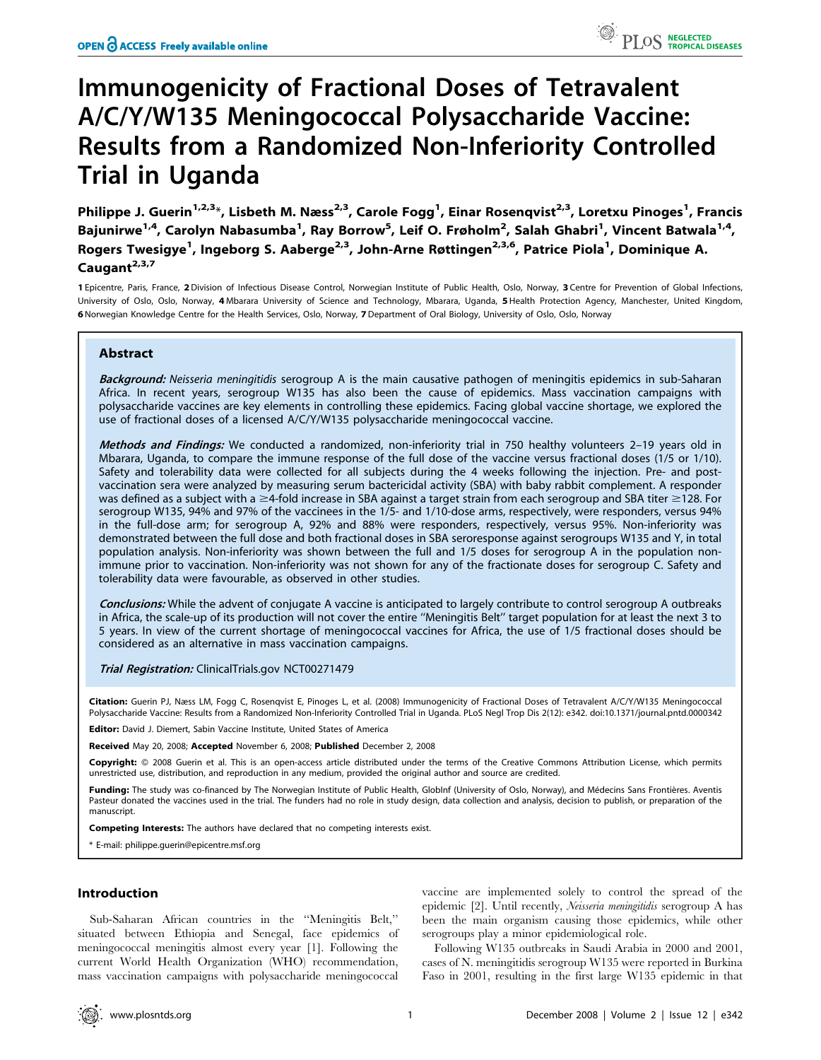# Immunogenicity of Fractional Doses of Tetravalent A/C/Y/W135 Meningococcal Polysaccharide Vaccine: Results from a Randomized Non-Inferiority Controlled Trial in Uganda

**Philippe J. Guerin[1,2,3]\*, Lisbeth M. Næss[2,3], Carole Fogg[1], Einar Rosenqvist[2,3], Loretxu Pinoges[1], Francis Bajunirwe[1,4], Carolyn Nabasumba[1], Ray Borrow[5], Leif O. Frøholm[2], Salah Ghabri[1], Vincent Batwala[1,4], Rogers Twesigye[1], Ingeborg S. Aaberge[2,3], John-Arne Røttingen[2,3,6], Patrice Piola[1], Dominique A. Caugant[2,3,7]**

1 Epicentre, Paris, France, 2 Division of Infectious Disease Control, Norwegian Institute of Public Health, Oslo, Norway, 3 Centre for Prevention of Global Infections, University of Oslo, Oslo, Norway, 4 Mbarara University of Science and Technology, Mbarara, Uganda, 5 Health Protection Agency, Manchester, United Kingdom, 6 Norwegian Knowledge Centre for the Health Services, Oslo, Norway, 7 Department of Oral Biology, University of Oslo, Oslo, Norway

## Abstract

***Background:*** *Neisseria meningitidis* serogroup A is the main causative pathogen of meningitis epidemics in sub-Saharan Africa. In recent years, serogroup W135 has also been the cause of epidemics. Mass vaccination campaigns with polysaccharide vaccines are key elements in controlling these epidemics. Facing global vaccine shortage, we explored the use of fractional doses of a licensed A/C/Y/W135 polysaccharide meningococcal vaccine.

***Methods and Findings:*** We conducted a randomized, non-inferiority trial in 750 healthy volunteers 2–19 years old in Mbarara, Uganda, to compare the immune response of the full dose of the vaccine versus fractional doses (1/5 or 1/10). Safety and tolerability data were collected for all subjects during the 4 weeks following the injection. Pre- and post-vaccination sera were analyzed by measuring serum bactericidal activity (SBA) with baby rabbit complement. A responder was defined as a subject with a ≥4-fold increase in SBA against a target strain from each serogroup and SBA titer ≥128. For serogroup W135, 94% and 97% of the vaccinees in the 1/5- and 1/10-dose arms, respectively, were responders, versus 94% in the full-dose arm; for serogroup A, 92% and 88% were responders, respectively, versus 95%. Non-inferiority was demonstrated between the full dose and both fractional doses in SBA seroresponse against serogroups W135 and Y, in total population analysis. Non-inferiority was shown between the full and 1/5 doses for serogroup A in the population non-immune prior to vaccination. Non-inferiority was not shown for any of the fractionate doses for serogroup C. Safety and tolerability data were favourable, as observed in other studies.

***Conclusions:*** While the advent of conjugate A vaccine is anticipated to largely contribute to control serogroup A outbreaks in Africa, the scale-up of its production will not cover the entire "Meningitis Belt" target population for at least the next 3 to 5 years. In view of the current shortage of meningococcal vaccines for Africa, the use of 1/5 fractional doses should be considered as an alternative in mass vaccination campaigns.

***Trial Registration:*** ClinicalTrials.gov NCT00271479

**Citation:** Guerin PJ, Næss LM, Fogg C, Rosenqvist E, Pinoges L, et al. (2008) Immunogenicity of Fractional Doses of Tetravalent A/C/Y/W135 Meningococcal Polysaccharide Vaccine: Results from a Randomized Non-Inferiority Controlled Trial in Uganda. PLoS Negl Trop Dis 2(12): e342. doi:10.1371/journal.pntd.0000342

**Editor:** David J. Diemert, Sabin Vaccine Institute, United States of America

**Received** May 20, 2008; **Accepted** November 6, 2008; **Published** December 2, 2008

**Copyright:** © 2008 Guerin et al. This is an open-access article distributed under the terms of the Creative Commons Attribution License, which permits unrestricted use, distribution, and reproduction in any medium, provided the original author and source are credited.

**Funding:** The study was co-financed by The Norwegian Institute of Public Health, GlobInf (University of Oslo, Norway), and Médecins Sans Frontières. Aventis Pasteur donated the vaccines used in the trial. The funders had no role in study design, data collection and analysis, decision to publish, or preparation of the manuscript.

**Competing Interests:** The authors have declared that no competing interests exist.

\* E-mail: philippe.guerin@epicentre.msf.org

## Introduction

Sub-Saharan African countries in the "Meningitis Belt," situated between Ethiopia and Senegal, face epidemics of meningococcal meningitis almost every year [1]. Following the current World Health Organization (WHO) recommendation, mass vaccination campaigns with polysaccharide meningococcal vaccine are implemented solely to control the spread of the epidemic [2]. Until recently, *Neisseria meningitidis* serogroup A has been the main organism causing those epidemics, while other serogroups play a minor epidemiological role.

Following W135 outbreaks in Saudi Arabia in 2000 and 2001, cases of N. meningitidis serogroup W135 were reported in Burkina Faso in 2001, resulting in the first large W135 epidemic in that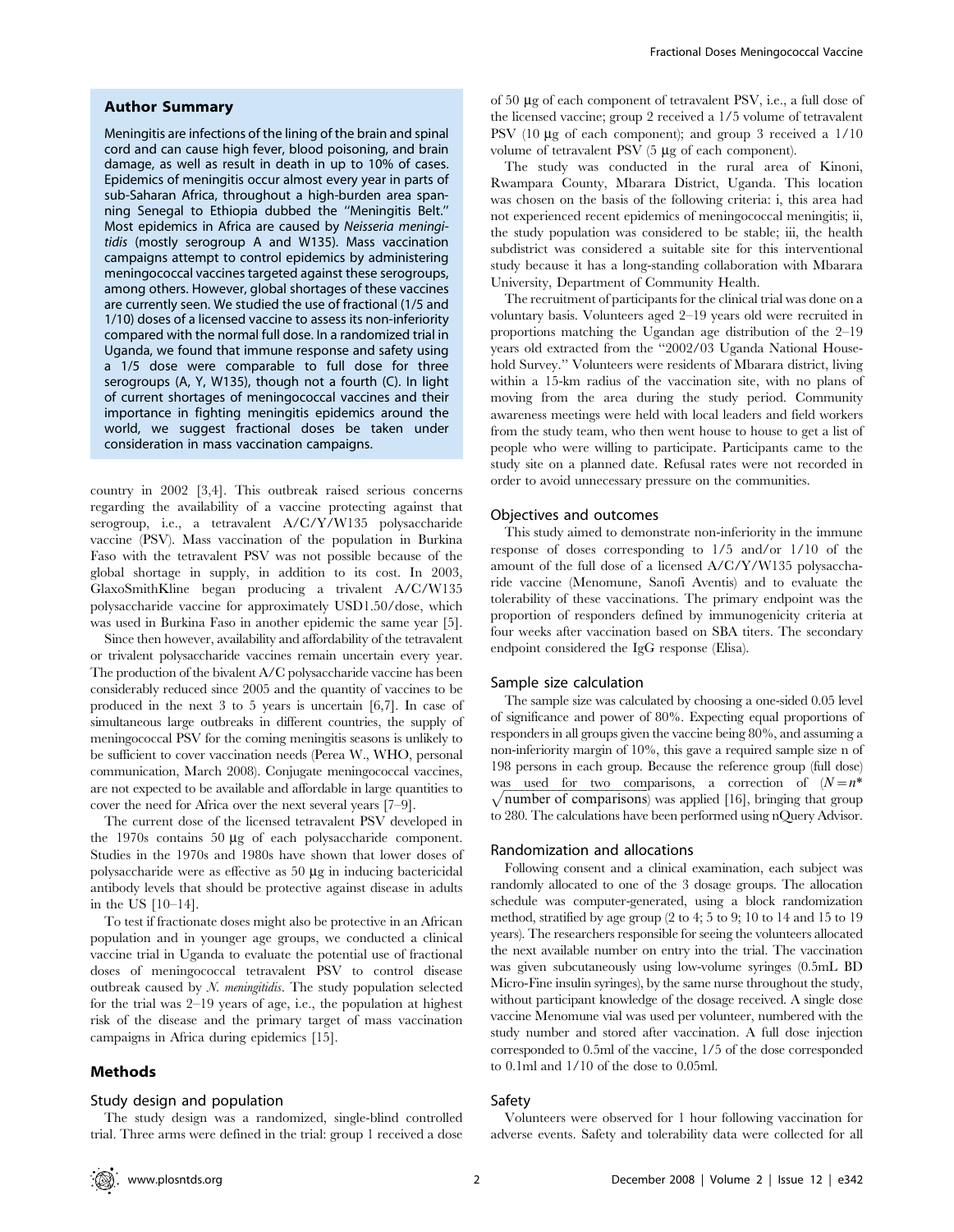## Author Summary

Meningitis are infections of the lining of the brain and spinal cord and can cause high fever, blood poisoning, and brain damage, as well as result in death in up to 10% of cases. Epidemics of meningitis occur almost every year in parts of sub-Saharan Africa, throughout a high-burden area spanning Senegal to Ethiopia dubbed the "Meningitis Belt." Most epidemics in Africa are caused by *Neisseria meningitidis* (mostly serogroup A and W135). Mass vaccination campaigns attempt to control epidemics by administering meningococcal vaccines targeted against these serogroups, among others. However, global shortages of these vaccines are currently seen. We studied the use of fractional (1/5 and 1/10) doses of a licensed vaccine to assess its non-inferiority compared with the normal full dose. In a randomized trial in Uganda, we found that immune response and safety using a 1/5 dose were comparable to full dose for three serogroups (A, Y, W135), though not a fourth (C). In light of current shortages of meningococcal vaccines and their importance in fighting meningitis epidemics around the world, we suggest fractional doses be taken under consideration in mass vaccination campaigns.

country in 2002 [3,4]. This outbreak raised serious concerns regarding the availability of a vaccine protecting against that serogroup, i.e., a tetravalent A/C/Y/W135 polysaccharide vaccine (PSV). Mass vaccination of the population in Burkina Faso with the tetravalent PSV was not possible because of the global shortage in supply, in addition to its cost. In 2003, GlaxoSmithKline began producing a trivalent A/C/W135 polysaccharide vaccine for approximately USD1.50/dose, which was used in Burkina Faso in another epidemic the same year [5].

Since then however, availability and affordability of the tetravalent or trivalent polysaccharide vaccines remain uncertain every year. The production of the bivalent A/C polysaccharide vaccine has been considerably reduced since 2005 and the quantity of vaccines to be produced in the next 3 to 5 years is uncertain [6,7]. In case of simultaneous large outbreaks in different countries, the supply of meningococcal PSV for the coming meningitis seasons is unlikely to be sufficient to cover vaccination needs (Perea W., WHO, personal communication, March 2008). Conjugate meningococcal vaccines, are not expected to be available and affordable in large quantities to cover the need for Africa over the next several years [7–9].

The current dose of the licensed tetravalent PSV developed in the 1970s contains 50 µg of each polysaccharide component. Studies in the 1970s and 1980s have shown that lower doses of polysaccharide were as effective as 50 µg in inducing bactericidal antibody levels that should be protective against disease in adults in the US [10–14].

To test if fractionate doses might also be protective in an African population and in younger age groups, we conducted a clinical vaccine trial in Uganda to evaluate the potential use of fractional doses of meningococcal tetravalent PSV to control disease outbreak caused by *N. meningitidis*. The study population selected for the trial was 2–19 years of age, i.e., the population at highest risk of the disease and the primary target of mass vaccination campaigns in Africa during epidemics [15].

## Methods

### Study design and population

The study design was a randomized, single-blind controlled trial. Three arms were defined in the trial: group 1 received a dose of 50 µg of each component of tetravalent PSV, i.e., a full dose of the licensed vaccine; group 2 received a 1/5 volume of tetravalent PSV (10 µg of each component); and group 3 received a 1/10 volume of tetravalent PSV (5 µg of each component).

The study was conducted in the rural area of Kinoni, Rwampara County, Mbarara District, Uganda. This location was chosen on the basis of the following criteria: i, this area had not experienced recent epidemics of meningococcal meningitis; ii, the study population was considered to be stable; iii, the health subdistrict was considered a suitable site for this interventional study because it has a long-standing collaboration with Mbarara University, Department of Community Health.

The recruitment of participants for the clinical trial was done on a voluntary basis. Volunteers aged 2–19 years old were recruited in proportions matching the Ugandan age distribution of the 2–19 years old extracted from the "2002/03 Uganda National Household Survey." Volunteers were residents of Mbarara district, living within a 15-km radius of the vaccination site, with no plans of moving from the area during the study period. Community awareness meetings were held with local leaders and field workers from the study team, who then went house to house to get a list of people who were willing to participate. Participants came to the study site on a planned date. Refusal rates were not recorded in order to avoid unnecessary pressure on the communities.

### Objectives and outcomes

This study aimed to demonstrate non-inferiority in the immune response of doses corresponding to 1/5 and/or 1/10 of the amount of the full dose of a licensed A/C/Y/W135 polysaccharide vaccine (Menomune, Sanofi Aventis) and to evaluate the tolerability of these vaccinations. The primary endpoint was the proportion of responders defined by immunogenicity criteria at four weeks after vaccination based on SBA titers. The secondary endpoint considered the IgG response (Elisa).

### Sample size calculation

The sample size was calculated by choosing a one-sided 0.05 level of significance and power of 80%. Expecting equal proportions of responders in all groups given the vaccine being 80%, and assuming a non-inferiority margin of 10%, this gave a required sample size n of 198 persons in each group. Because the reference group (full dose) was used for two comparisons, a correction of ($N = n^* \sqrt{\text{number of comparisons}}$) was applied [16], bringing that group to 280. The calculations have been performed using nQuery Advisor.

### Randomization and allocations

Following consent and a clinical examination, each subject was randomly allocated to one of the 3 dosage groups. The allocation schedule was computer-generated, using a block randomization method, stratified by age group (2 to 4; 5 to 9; 10 to 14 and 15 to 19 years). The researchers responsible for seeing the volunteers allocated the next available number on entry into the trial. The vaccination was given subcutaneously using low-volume syringes (0.5mL BD Micro-Fine insulin syringes), by the same nurse throughout the study, without participant knowledge of the dosage received. A single dose vaccine Menomune vial was used per volunteer, numbered with the study number and stored after vaccination. A full dose injection corresponded to 0.5ml of the vaccine, 1/5 of the dose corresponded to 0.1ml and 1/10 of the dose to 0.05ml.

### Safety

Volunteers were observed for 1 hour following vaccination for adverse events. Safety and tolerability data were collected for all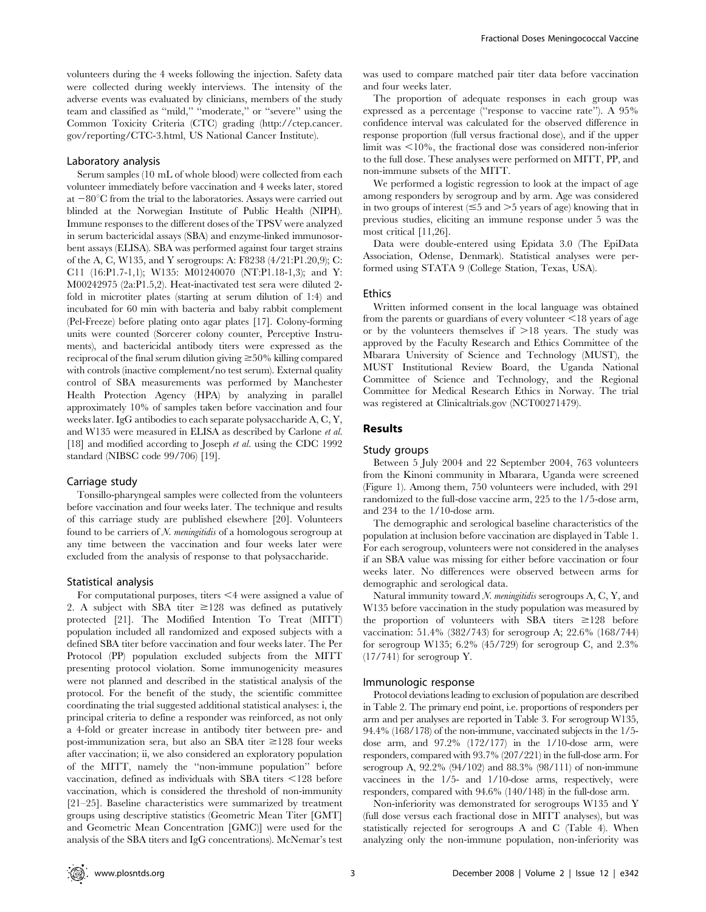volunteers during the 4 weeks following the injection. Safety data were collected during weekly interviews. The intensity of the adverse events was evaluated by clinicians, members of the study team and classified as "mild," "moderate," or "severe" using the Common Toxicity Criteria (CTC) grading (http://ctep.cancer.gov/reporting/CTC-3.html, US National Cancer Institute).

### Laboratory analysis

Serum samples (10 mL of whole blood) were collected from each volunteer immediately before vaccination and 4 weeks later, stored at −80°C from the trial to the laboratories. Assays were carried out blinded at the Norwegian Institute of Public Health (NIPH). Immune responses to the different doses of the TPSV were analyzed in serum bactericidal assays (SBA) and enzyme-linked immunosorbent assays (ELISA). SBA was performed against four target strains of the A, C, W135, and Y serogroups: A: F8238 (4/21:P1.20,9); C: C11 (16:P1.7-1,1); W135: M01240070 (NT:P1.18-1,3); and Y: M00242975 (2a:P1.5,2). Heat-inactivated test sera were diluted 2-fold in microtiter plates (starting at serum dilution of 1:4) and incubated for 60 min with bacteria and baby rabbit complement (Pel-Freeze) before plating onto agar plates [17]. Colony-forming units were counted (Sorcerer colony counter, Perceptive Instruments), and bactericidal antibody titers were expressed as the reciprocal of the final serum dilution giving ≥50% killing compared with controls (inactive complement/no test serum). External quality control of SBA measurements was performed by Manchester Health Protection Agency (HPA) by analyzing in parallel approximately 10% of samples taken before vaccination and four weeks later. IgG antibodies to each separate polysaccharide A, C, Y, and W135 were measured in ELISA as described by Carlone *et al.* [18] and modified according to Joseph *et al.* using the CDC 1992 standard (NIBSC code 99/706) [19].

### Carriage study

Tonsillo-pharyngeal samples were collected from the volunteers before vaccination and four weeks later. The technique and results of this carriage study are published elsewhere [20]. Volunteers found to be carriers of *N. meningitidis* of a homologous serogroup at any time between the vaccination and four weeks later were excluded from the analysis of response to that polysaccharide.

### Statistical analysis

For computational purposes, titers <4 were assigned a value of 2. A subject with SBA titer ≥128 was defined as putatively protected [21]. The Modified Intention To Treat (MITT) population included all randomized and exposed subjects with a defined SBA titer before vaccination and four weeks later. The Per Protocol (PP) population excluded subjects from the MITT presenting protocol violation. Some immunogenicity measures were not planned and described in the statistical analysis of the protocol. For the benefit of the study, the scientific committee coordinating the trial suggested additional statistical analyses: i, the principal criteria to define a responder was reinforced, as not only a 4-fold or greater increase in antibody titer between pre- and post-immunization sera, but also an SBA titer ≥128 four weeks after vaccination; ii, we also considered an exploratory population of the MITT, namely the "non-immune population" before vaccination, defined as individuals with SBA titers <128 before vaccination, which is considered the threshold of non-immunity [21–25]. Baseline characteristics were summarized by treatment groups using descriptive statistics (Geometric Mean Titer [GMT] and Geometric Mean Concentration [GMC]) were used for the analysis of the SBA titers and IgG concentrations). McNemar's test was used to compare matched pair titer data before vaccination and four weeks later.

The proportion of adequate responses in each group was expressed as a percentage ("response to vaccine rate"). A 95% confidence interval was calculated for the observed difference in response proportion (full versus fractional dose), and if the upper limit was <10%, the fractional dose was considered non-inferior to the full dose. These analyses were performed on MITT, PP, and non-immune subsets of the MITT.

We performed a logistic regression to look at the impact of age among responders by serogroup and by arm. Age was considered in two groups of interest (≤5 and >5 years of age) knowing that in previous studies, eliciting an immune response under 5 was the most critical [11,26].

Data were double-entered using Epidata 3.0 (The EpiData Association, Odense, Denmark). Statistical analyses were performed using STATA 9 (College Station, Texas, USA).

### Ethics

Written informed consent in the local language was obtained from the parents or guardians of every volunteer <18 years of age or by the volunteers themselves if >18 years. The study was approved by the Faculty Research and Ethics Committee of the Mbarara University of Science and Technology (MUST), the MUST Institutional Review Board, the Uganda National Committee of Science and Technology, and the Regional Committee for Medical Research Ethics in Norway. The trial was registered at Clinicaltrials.gov (NCT00271479).

## Results

### Study groups

Between 5 July 2004 and 22 September 2004, 763 volunteers from the Kinoni community in Mbarara, Uganda were screened (Figure 1). Among them, 750 volunteers were included, with 291 randomized to the full-dose vaccine arm, 225 to the 1/5-dose arm, and 234 to the 1/10-dose arm.

The demographic and serological baseline characteristics of the population at inclusion before vaccination are displayed in Table 1. For each serogroup, volunteers were not considered in the analyses if an SBA value was missing for either before vaccination or four weeks later. No differences were observed between arms for demographic and serological data.

Natural immunity toward *N. meningitidis* serogroups A, C, Y, and W135 before vaccination in the study population was measured by the proportion of volunteers with SBA titers ≥128 before vaccination: 51.4% (382/743) for serogroup A; 22.6% (168/744) for serogroup W135; 6.2% (45/729) for serogroup C, and 2.3% (17/741) for serogroup Y.

### Immunologic response

Protocol deviations leading to exclusion of population are described in Table 2. The primary end point, i.e. proportions of responders per arm and per analyses are reported in Table 3. For serogroup W135, 94.4% (168/178) of the non-immune, vaccinated subjects in the 1/5-dose arm, and 97.2% (172/177) in the 1/10-dose arm, were responders, compared with 93.7% (207/221) in the full-dose arm. For serogroup A, 92.2% (94/102) and 88.3% (98/111) of non-immune vaccinees in the 1/5- and 1/10-dose arms, respectively, were responders, compared with 94.6% (140/148) in the full-dose arm.

Non-inferiority was demonstrated for serogroups W135 and Y (full dose versus each fractional dose in MITT analyses), but was statistically rejected for serogroups A and C (Table 4). When analyzing only the non-immune population, non-inferiority was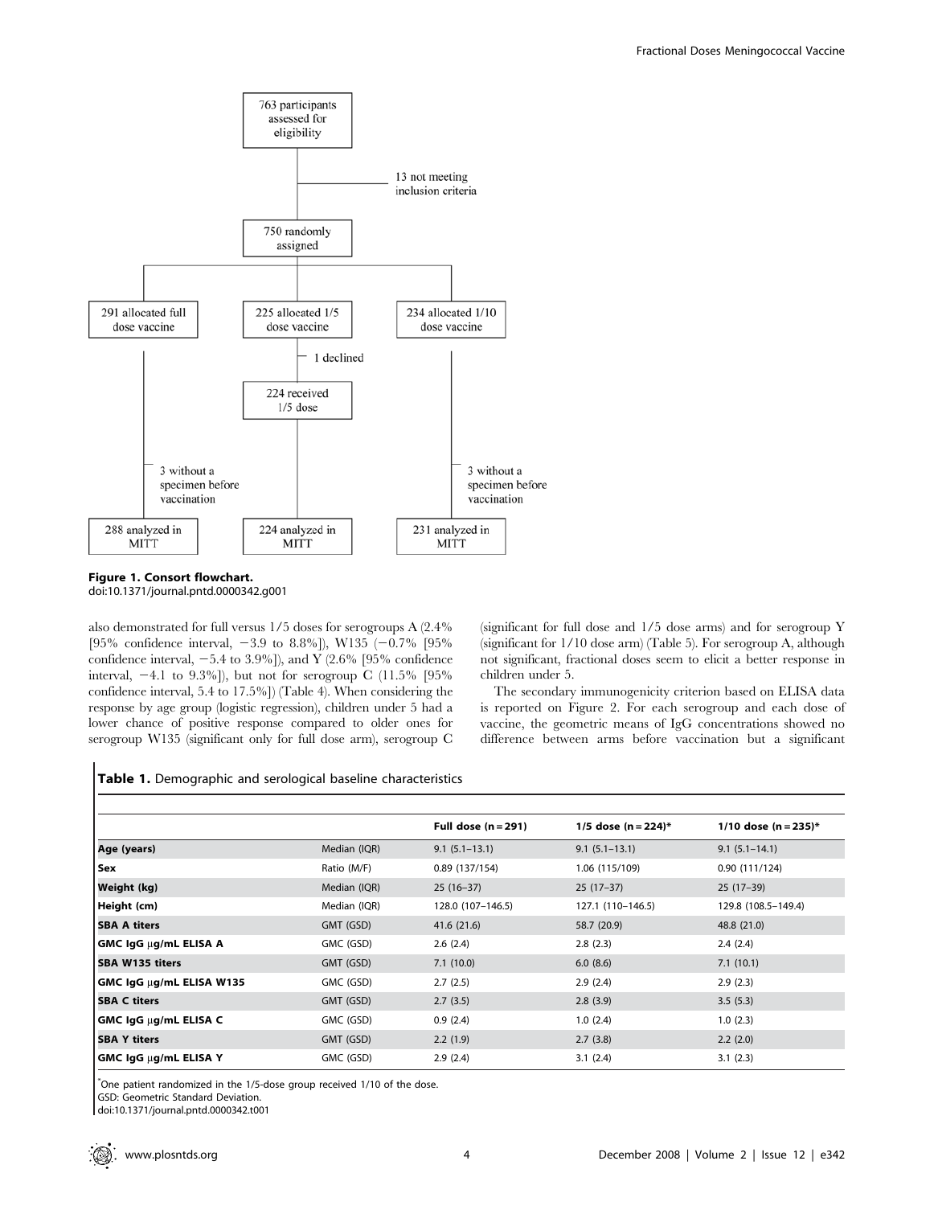```
763 participants assessed for eligibility
    → 13 not meeting inclusion criteria
750 randomly assigned
    ├─ 291 allocated full dose vaccine
    │     → 3 without a specimen before vaccination
    │     288 analyzed in MITT
    ├─ 225 allocated 1/5 dose vaccine
    │     → 1 declined
    │     224 received 1/5 dose
    │     224 analyzed in MITT
    └─ 234 allocated 1/10 dose vaccine
          → 3 without a specimen before vaccination
          231 analyzed in MITT
```

**Figure 1. Consort flowchart.**
doi:10.1371/journal.pntd.0000342.g001

also demonstrated for full versus 1/5 doses for serogroups A (2.4% [95% confidence interval, −3.9 to 8.8%]), W135 (−0.7% [95% confidence interval, −5.4 to 3.9%]), and Y (2.6% [95% confidence interval, −4.1 to 9.3%]), but not for serogroup C (11.5% [95% confidence interval, 5.4 to 17.5%]) (Table 4). When considering the response by age group (logistic regression), children under 5 had a lower chance of positive response compared to older ones for serogroup W135 (significant only for full dose arm), serogroup C (significant for full dose and 1/5 dose arms) and for serogroup Y (significant for 1/10 dose arm) (Table 5). For serogroup A, although not significant, fractional doses seem to elicit a better response in children under 5.

The secondary immunogenicity criterion based on ELISA data is reported on Figure 2. For each serogroup and each dose of vaccine, the geometric means of IgG concentrations showed no difference between arms before vaccination but a significant

**Table 1.** Demographic and serological baseline characteristics

| | | Full dose (n = 291) | 1/5 dose (n = 224)* | 1/10 dose (n = 235)* |
|---|---|---|---|---|
| **Age (years)** | Median (IQR) | 9.1 (5.1–13.1) | 9.1 (5.1–13.1) | 9.1 (5.1–14.1) |
| **Sex** | Ratio (M/F) | 0.89 (137/154) | 1.06 (115/109) | 0.90 (111/124) |
| **Weight (kg)** | Median (IQR) | 25 (16–37) | 25 (17–37) | 25 (17–39) |
| **Height (cm)** | Median (IQR) | 128.0 (107–146.5) | 127.1 (110–146.5) | 129.8 (108.5–149.4) |
| **SBA A titers** | GMT (GSD) | 41.6 (21.6) | 58.7 (20.9) | 48.8 (21.0) |
| **GMC IgG μg/mL ELISA A** | GMC (GSD) | 2.6 (2.4) | 2.8 (2.3) | 2.4 (2.4) |
| **SBA W135 titers** | GMT (GSD) | 7.1 (10.0) | 6.0 (8.6) | 7.1 (10.1) |
| **GMC IgG μg/mL ELISA W135** | GMC (GSD) | 2.7 (2.5) | 2.9 (2.4) | 2.9 (2.3) |
| **SBA C titers** | GMT (GSD) | 2.7 (3.5) | 2.8 (3.9) | 3.5 (5.3) |
| **GMC IgG μg/mL ELISA C** | GMC (GSD) | 0.9 (2.4) | 1.0 (2.4) | 1.0 (2.3) |
| **SBA Y titers** | GMT (GSD) | 2.2 (1.9) | 2.7 (3.8) | 2.2 (2.0) |
| **GMC IgG μg/mL ELISA Y** | GMC (GSD) | 2.9 (2.4) | 3.1 (2.4) | 3.1 (2.3) |

*One patient randomized in the 1/5-dose group received 1/10 of the dose.
GSD: Geometric Standard Deviation.
doi:10.1371/journal.pntd.0000342.t001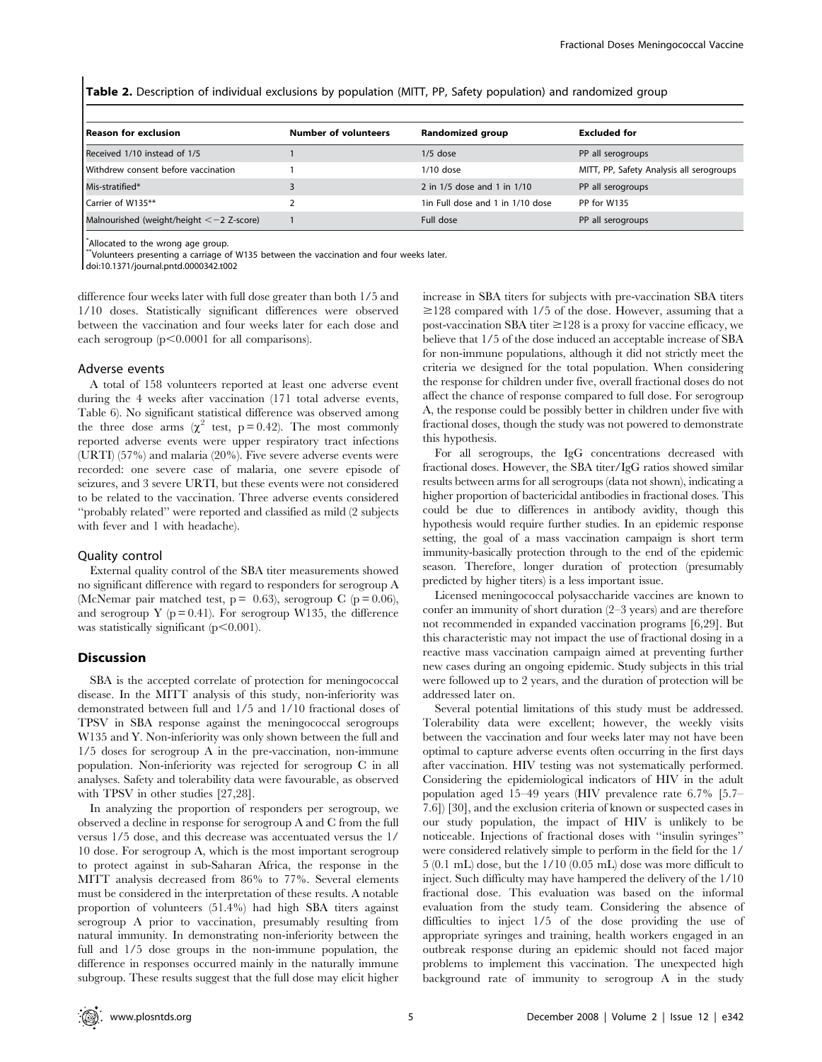**Table 2.** Description of individual exclusions by population (MITT, PP, Safety population) and randomized group

| Reason for exclusion | Number of volunteers | Randomized group | Excluded for |
|---|---|---|---|
| Received 1/10 instead of 1/5 | 1 | 1/5 dose | PP all serogroups |
| Withdrew consent before vaccination | 1 | 1/10 dose | MITT, PP, Safety Analysis all serogroups |
| Mis-stratified* | 3 | 2 in 1/5 dose and 1 in 1/10 | PP all serogroups |
| Carrier of W135** | 2 | 1in Full dose and 1 in 1/10 dose | PP for W135 |
| Malnourished (weight/height $<-2$ Z-score) | 1 | Full dose | PP all serogroups |

*Allocated to the wrong age group.
**Volunteers presenting a carriage of W135 between the vaccination and four weeks later.
doi:10.1371/journal.pntd.0000342.t002

difference four weeks later with full dose greater than both 1/5 and 1/10 doses. Statistically significant differences were observed between the vaccination and four weeks later for each dose and each serogroup ($p<0.0001$ for all comparisons).

### Adverse events

A total of 158 volunteers reported at least one adverse event during the 4 weeks after vaccination (171 total adverse events, Table 6). No significant statistical difference was observed among the three dose arms ($\chi^2$ test, $p=0.42$). The most commonly reported adverse events were upper respiratory tract infections (URTI) (57%) and malaria (20%). Five severe adverse events were recorded: one severe case of malaria, one severe episode of seizures, and 3 severe URTI, but these events were not considered to be related to the vaccination. Three adverse events considered "probably related" were reported and classified as mild (2 subjects with fever and 1 with headache).

### Quality control

External quality control of the SBA titer measurements showed no significant difference with regard to responders for serogroup A (McNemar pair matched test, $p=0.63$), serogroup C ($p=0.06$), and serogroup Y ($p=0.41$). For serogroup W135, the difference was statistically significant ($p<0.001$).

## Discussion

SBA is the accepted correlate of protection for meningococcal disease. In the MITT analysis of this study, non-inferiority was demonstrated between full and 1/5 and 1/10 fractional doses of TPSV in SBA response against the meningococcal serogroups W135 and Y. Non-inferiority was only shown between the full and 1/5 doses for serogroup A in the pre-vaccination, non-immune population. Non-inferiority was rejected for serogroup C in all analyses. Safety and tolerability data were favourable, as observed with TPSV in other studies [27,28].

In analyzing the proportion of responders per serogroup, we observed a decline in response for serogroup A and C from the full versus 1/5 dose, and this decrease was accentuated versus the 1/10 dose. For serogroup A, which is the most important serogroup to protect against in sub-Saharan Africa, the response in the MITT analysis decreased from 86% to 77%. Several elements must be considered in the interpretation of these results. A notable proportion of volunteers (51.4%) had high SBA titers against serogroup A prior to vaccination, presumably resulting from natural immunity. In demonstrating non-inferiority between the full and 1/5 dose groups in the non-immune population, the difference in responses occurred mainly in the naturally immune subgroup. These results suggest that the full dose may elicit higher increase in SBA titers for subjects with pre-vaccination SBA titers $\geq$128 compared with 1/5 of the dose. However, assuming that a post-vaccination SBA titer $\geq$128 is a proxy for vaccine efficacy, we believe that 1/5 of the dose induced an acceptable increase of SBA for non-immune populations, although it did not strictly meet the criteria we designed for the total population. When considering the response for children under five, overall fractional doses do not affect the chance of response compared to full dose. For serogroup A, the response could be possibly better in children under five with fractional doses, though the study was not powered to demonstrate this hypothesis.

For all serogroups, the IgG concentrations decreased with fractional doses. However, the SBA titer/IgG ratios showed similar results between arms for all serogroups (data not shown), indicating a higher proportion of bactericidal antibodies in fractional doses. This could be due to differences in antibody avidity, though this hypothesis would require further studies. In an epidemic response setting, the goal of a mass vaccination campaign is short term immunity-basically protection through to the end of the epidemic season. Therefore, longer duration of protection (presumably predicted by higher titers) is a less important issue.

Licensed meningococcal polysaccharide vaccines are known to confer an immunity of short duration (2–3 years) and are therefore not recommended in expanded vaccination programs [6,29]. But this characteristic may not impact the use of fractional dosing in a reactive mass vaccination campaign aimed at preventing further new cases during an ongoing epidemic. Study subjects in this trial were followed up to 2 years, and the duration of protection will be addressed later on.

Several potential limitations of this study must be addressed. Tolerability data were excellent; however, the weekly visits between the vaccination and four weeks later may not have been optimal to capture adverse events often occurring in the first days after vaccination. HIV testing was not systematically performed. Considering the epidemiological indicators of HIV in the adult population aged 15–49 years (HIV prevalence rate 6.7% [5.7–7.6]) [30], and the exclusion criteria of known or suspected cases in our study population, the impact of HIV is unlikely to be noticeable. Injections of fractional doses with "insulin syringes" were considered relatively simple to perform in the field for the 1/5 (0.1 mL) dose, but the 1/10 (0.05 mL) dose was more difficult to inject. Such difficulty may have hampered the delivery of the 1/10 fractional dose. This evaluation was based on the informal evaluation from the study team. Considering the absence of difficulties to inject 1/5 of the dose providing the use of appropriate syringes and training, health workers engaged in an outbreak response during an epidemic should not faced major problems to implement this vaccination. The unexpected high background rate of immunity to serogroup A in the study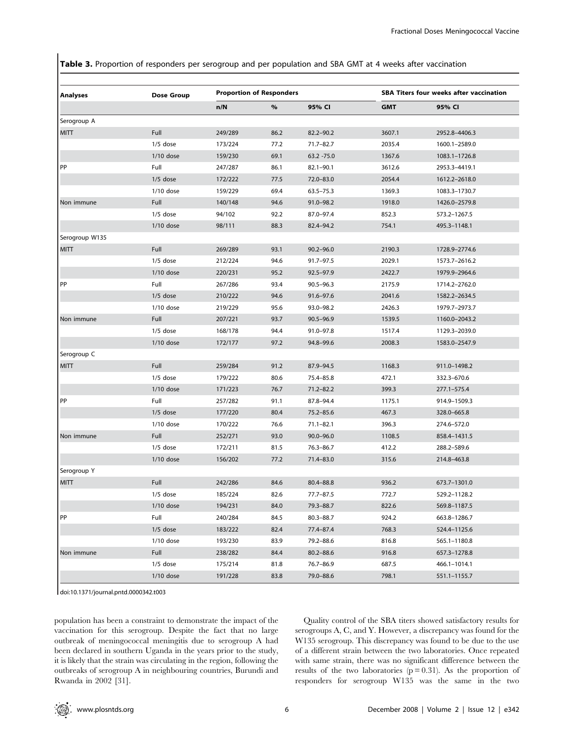**Table 3.** Proportion of responders per serogroup and per population and SBA GMT at 4 weeks after vaccination

| Analyses | Dose Group | Proportion of Responders | | | SBA Titers four weeks after vaccination | |
|---|---|---|---|---|---|---|
| | | n/N | % | 95% CI | GMT | 95% CI |
| Serogroup A | | | | | | |
| MITT | Full | 249/289 | 86.2 | 82.2–90.2 | 3607.1 | 2952.8–4406.3 |
| | 1/5 dose | 173/224 | 77.2 | 71.7–82.7 | 2035.4 | 1600.1–2589.0 |
| | 1/10 dose | 159/230 | 69.1 | 63.2 -75.0 | 1367.6 | 1083.1–1726.8 |
| PP | Full | 247/287 | 86.1 | 82.1–90.1 | 3612.6 | 2953.3–4419.1 |
| | 1/5 dose | 172/222 | 77.5 | 72.0–83.0 | 2054.4 | 1612.2–2618.0 |
| | 1/10 dose | 159/229 | 69.4 | 63.5–75.3 | 1369.3 | 1083.3–1730.7 |
| Non immune | Full | 140/148 | 94.6 | 91.0–98.2 | 1918.0 | 1426.0–2579.8 |
| | 1/5 dose | 94/102 | 92.2 | 87.0–97.4 | 852.3 | 573.2–1267.5 |
| | 1/10 dose | 98/111 | 88.3 | 82.4–94.2 | 754.1 | 495.3–1148.1 |
| Serogroup W135 | | | | | | |
| MITT | Full | 269/289 | 93.1 | 90.2–96.0 | 2190.3 | 1728.9–2774.6 |
| | 1/5 dose | 212/224 | 94.6 | 91.7–97.5 | 2029.1 | 1573.7–2616.2 |
| | 1/10 dose | 220/231 | 95.2 | 92.5–97.9 | 2422.7 | 1979.9–2964.6 |
| PP | Full | 267/286 | 93.4 | 90.5–96.3 | 2175.9 | 1714.2–2762.0 |
| | 1/5 dose | 210/222 | 94.6 | 91.6–97.6 | 2041.6 | 1582.2–2634.5 |
| | 1/10 dose | 219/229 | 95.6 | 93.0–98.2 | 2426.3 | 1979.7–2973.7 |
| Non immune | Full | 207/221 | 93.7 | 90.5–96.9 | 1539.5 | 1160.0–2043.2 |
| | 1/5 dose | 168/178 | 94.4 | 91.0–97.8 | 1517.4 | 1129.3–2039.0 |
| | 1/10 dose | 172/177 | 97.2 | 94.8–99.6 | 2008.3 | 1583.0–2547.9 |
| Serogroup C | | | | | | |
| MITT | Full | 259/284 | 91.2 | 87.9–94.5 | 1168.3 | 911.0–1498.2 |
| | 1/5 dose | 179/222 | 80.6 | 75.4–85.8 | 472.1 | 332.3–670.6 |
| | 1/10 dose | 171/223 | 76.7 | 71.2–82.2 | 399.3 | 277.1–575.4 |
| PP | Full | 257/282 | 91.1 | 87.8–94.4 | 1175.1 | 914.9–1509.3 |
| | 1/5 dose | 177/220 | 80.4 | 75.2–85.6 | 467.3 | 328.0–665.8 |
| | 1/10 dose | 170/222 | 76.6 | 71.1–82.1 | 396.3 | 274.6–572.0 |
| Non immune | Full | 252/271 | 93.0 | 90.0–96.0 | 1108.5 | 858.4–1431.5 |
| | 1/5 dose | 172/211 | 81.5 | 76.3–86.7 | 412.2 | 288.2–589.6 |
| | 1/10 dose | 156/202 | 77.2 | 71.4–83.0 | 315.6 | 214.8–463.8 |
| Serogroup Y | | | | | | |
| MITT | Full | 242/286 | 84.6 | 80.4–88.8 | 936.2 | 673.7–1301.0 |
| | 1/5 dose | 185/224 | 82.6 | 77.7–87.5 | 772.7 | 529.2–1128.2 |
| | 1/10 dose | 194/231 | 84.0 | 79.3–88.7 | 822.6 | 569.8–1187.5 |
| PP | Full | 240/284 | 84.5 | 80.3–88.7 | 924.2 | 663.8–1286.7 |
| | 1/5 dose | 183/222 | 82.4 | 77.4–87.4 | 768.3 | 524.4–1125.6 |
| | 1/10 dose | 193/230 | 83.9 | 79.2–88.6 | 816.8 | 565.1–1180.8 |
| Non immune | Full | 238/282 | 84.4 | 80.2–88.6 | 916.8 | 657.3–1278.8 |
| | 1/5 dose | 175/214 | 81.8 | 76.7–86.9 | 687.5 | 466.1–1014.1 |
| | 1/10 dose | 191/228 | 83.8 | 79.0–88.6 | 798.1 | 551.1–1155.7 |

doi:10.1371/journal.pntd.0000342.t003

population has been a constraint to demonstrate the impact of the vaccination for this serogroup. Despite the fact that no large outbreak of meningococcal meningitis due to serogroup A had been declared in southern Uganda in the years prior to the study, it is likely that the strain was circulating in the region, following the outbreaks of serogroup A in neighbouring countries, Burundi and Rwanda in 2002 [31].

Quality control of the SBA titers showed satisfactory results for serogroups A, C, and Y. However, a discrepancy was found for the W135 serogroup. This discrepancy was found to be due to the use of a different strain between the two laboratories. Once repeated with same strain, there was no significant difference between the results of the two laboratories ($p = 0.31$). As the proportion of responders for serogroup W135 was the same in the two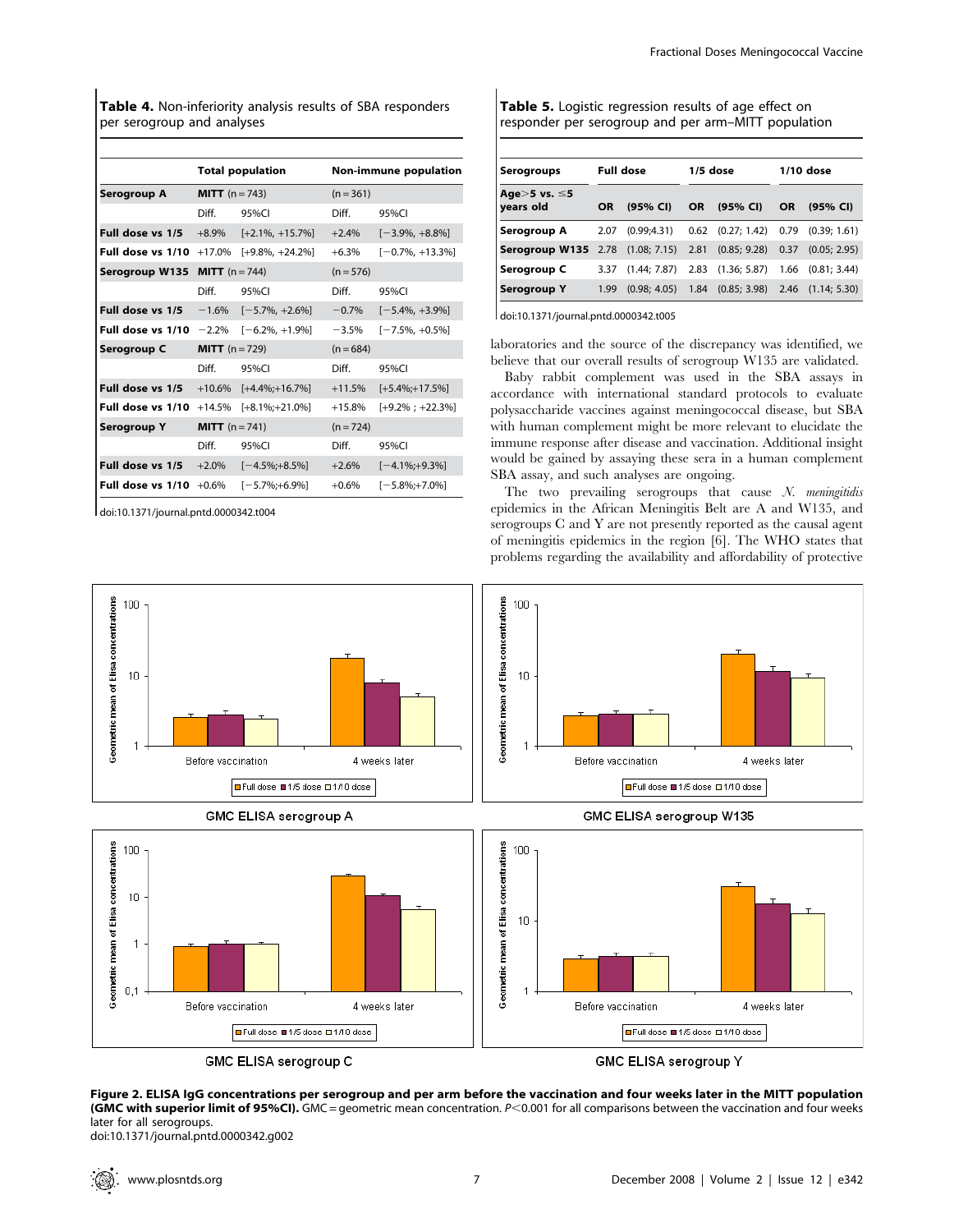**Table 4.** Non-inferiority analysis results of SBA responders per serogroup and analyses

| | Total population | | Non-immune population | |
|---|---|---|---|---|
| **Serogroup A** | **MITT** (n = 743) | | (n = 361) | |
| | Diff. | 95%CI | Diff. | 95%CI |
| **Full dose vs 1/5** | +8.9% | [+2.1%, +15.7%] | +2.4% | [−3.9%, +8.8%] |
| **Full dose vs 1/10** | +17.0% | [+9.8%, +24.2%] | +6.3% | [−0.7%, +13.3%] |
| **Serogroup W135** | **MITT** (n = 744) | | (n = 576) | |
| | Diff. | 95%CI | Diff. | 95%CI |
| **Full dose vs 1/5** | −1.6% | [−5.7%, +2.6%] | −0.7% | [−5.4%, +3.9%] |
| **Full dose vs 1/10** | −2.2% | [−6.2%, +1.9%] | −3.5% | [−7.5%, +0.5%] |
| **Serogroup C** | **MITT** (n = 729) | | (n = 684) | |
| | Diff. | 95%CI | Diff. | 95%CI |
| **Full dose vs 1/5** | +10.6% | [+4.4%;+16.7%] | +11.5% | [+5.4%;+17.5%] |
| **Full dose vs 1/10** | +14.5% | [+8.1%;+21.0%] | +15.8% | [+9.2% ; +22.3%] |
| **Serogroup Y** | **MITT** (n = 741) | | (n = 724) | |
| | Diff. | 95%CI | Diff. | 95%CI |
| **Full dose vs 1/5** | +2.0% | [−4.5%;+8.5%] | +2.6% | [−4.1%;+9.3%] |
| **Full dose vs 1/10** | +0.6% | [−5.7%;+6.9%] | +0.6% | [−5.8%;+7.0%] |

doi:10.1371/journal.pntd.0000342.t004

**Table 5.** Logistic regression results of age effect on responder per serogroup and per arm–MITT population

| Serogroups | Full dose | | 1/5 dose | | 1/10 dose | |
|---|---|---|---|---|---|---|
| **Age>5 vs. ≤5 years old** | **OR** | **(95% CI)** | **OR** | **(95% CI)** | **OR** | **(95% CI)** |
| **Serogroup A** | 2.07 | (0.99;4.31) | 0.62 | (0.27; 1.42) | 0.79 | (0.39; 1.61) |
| **Serogroup W135** | 2.78 | (1.08; 7.15) | 2.81 | (0.85; 9.28) | 0.37 | (0.05; 2.95) |
| **Serogroup C** | 3.37 | (1.44; 7.87) | 2.83 | (1.36; 5.87) | 1.66 | (0.81; 3.44) |
| **Serogroup Y** | 1.99 | (0.98; 4.05) | 1.84 | (0.85; 3.98) | 2.46 | (1.14; 5.30) |

doi:10.1371/journal.pntd.0000342.t005

laboratories and the source of the discrepancy was identified, we believe that our overall results of serogroup W135 are validated.

Baby rabbit complement was used in the SBA assays in accordance with international standard protocols to evaluate polysaccharide vaccines against meningococcal disease, but SBA with human complement might be more relevant to elucidate the immune response after disease and vaccination. Additional insight would be gained by assaying these sera in a human complement SBA assay, and such analyses are ongoing.

The two prevailing serogroups that cause *N. meningitidis* epidemics in the African Meningitis Belt are A and W135, and serogroups C and Y are not presently reported as the causal agent of meningitis epidemics in the region [6]. The WHO states that problems regarding the availability and affordability of protective

**Figure 2. ELISA IgG concentrations per serogroup and per arm before the vaccination and four weeks later in the MITT population (GMC with superior limit of 95%CI).** GMC = geometric mean concentration. $P<0.001$ for all comparisons between the vaccination and four weeks later for all serogroups.
doi:10.1371/journal.pntd.0000342.g002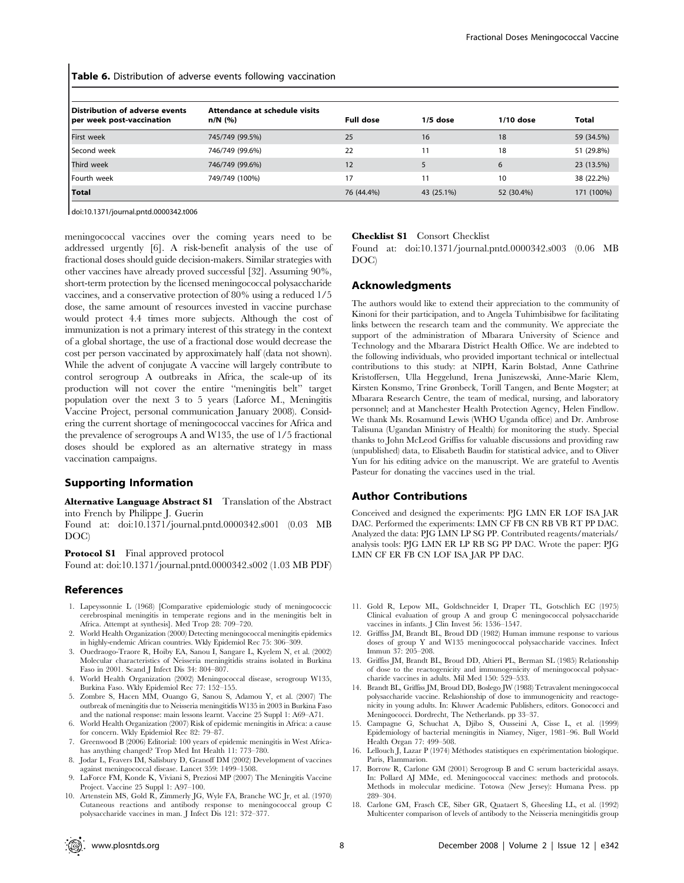**Table 6.** Distribution of adverse events following vaccination

| Distribution of adverse events per week post-vaccination | Attendance at schedule visits n/N (%) | Full dose | 1/5 dose | 1/10 dose | Total |
|---|---|---|---|---|---|
| First week | 745/749 (99.5%) | 25 | 16 | 18 | 59 (34.5%) |
| Second week | 746/749 (99.6%) | 22 | 11 | 18 | 51 (29.8%) |
| Third week | 746/749 (99.6%) | 12 | 5 | 6 | 23 (13.5%) |
| Fourth week | 749/749 (100%) | 17 | 11 | 10 | 38 (22.2%) |
| **Total** | | 76 (44.4%) | 43 (25.1%) | 52 (30.4%) | 171 (100%) |

doi:10.1371/journal.pntd.0000342.t006

meningococcal vaccines over the coming years need to be addressed urgently [6]. A risk-benefit analysis of the use of fractional doses should guide decision-makers. Similar strategies with other vaccines have already proved successful [32]. Assuming 90%, short-term protection by the licensed meningococcal polysaccharide vaccines, and a conservative protection of 80% using a reduced 1/5 dose, the same amount of resources invested in vaccine purchase would protect 4.4 times more subjects. Although the cost of immunization is not a primary interest of this strategy in the context of a global shortage, the use of a fractional dose would decrease the cost per person vaccinated by approximately half (data not shown). While the advent of conjugate A vaccine will largely contribute to control serogroup A outbreaks in Africa, the scale-up of its production will not cover the entire "meningitis belt" target population over the next 3 to 5 years (Laforce M., Meningitis Vaccine Project, personal communication January 2008). Considering the current shortage of meningococcal vaccines for Africa and the prevalence of serogroups A and W135, the use of 1/5 fractional doses should be explored as an alternative strategy in mass vaccination campaigns.

## Supporting Information

**Alternative Language Abstract S1** Translation of the Abstract into French by Philippe J. Guerin

Found at: doi:10.1371/journal.pntd.0000342.s001 (0.03 MB DOC)

**Protocol S1** Final approved protocol

Found at: doi:10.1371/journal.pntd.0000342.s002 (1.03 MB PDF)

**Checklist S1** Consort Checklist

Found at: doi:10.1371/journal.pntd.0000342.s003 (0.06 MB DOC)

## Acknowledgments

The authors would like to extend their appreciation to the community of Kinoni for their participation, and to Angela Tuhimbisibwe for facilitating links between the research team and the community. We appreciate the support of the administration of Mbarara University of Science and Technology and the Mbarara District Health Office. We are indebted to the following individuals, who provided important technical or intellectual contributions to this study: at NIPH, Karin Bolstad, Anne Cathrine Kristoffersen, Ulla Heggelund, Irena Juniszewski, Anne-Marie Klem, Kirsten Konsmo, Trine Grønbeck, Torill Tangen, and Bente Møgster; at Mbarara Research Centre, the team of medical, nursing, and laboratory personnel; and at Manchester Health Protection Agency, Helen Findlow. We thank Ms. Rosamund Lewis (WHO Uganda office) and Dr. Ambrose Talisuna (Ugandan Ministry of Health) for monitoring the study. Special thanks to John McLeod Griffiss for valuable discussions and providing raw (unpublished) data, to Elisabeth Baudin for statistical advice, and to Oliver Yun for his editing advice on the manuscript. We are grateful to Aventis Pasteur for donating the vaccines used in the trial.

## Author Contributions

Conceived and designed the experiments: PJG LMN ER LOF ISA JAR DAC. Performed the experiments: LMN CF FB CN RB VB RT PP DAC. Analyzed the data: PJG LMN LP SG PP. Contributed reagents/materials/analysis tools: PJG LMN ER LP RB SG PP DAC. Wrote the paper: PJG LMN CF ER FB CN LOF ISA JAR PP DAC.

## References

1. Lapeyssonnie L (1968) [Comparative epidemiologic study of meningococcic cerebrospinal meningitis in temperate regions and in the meningitis belt in Africa. Attempt at synthesis]. Med Trop 28: 709–720.
2. World Health Organization (2000) Detecting meningococcal meningitis epidemics in highly-endemic African countries. Wkly Epidemiol Rec 75: 306–309.
3. Ouedraogo-Traore R, Hoiby EA, Sanou I, Sangare L, Kyelem N, et al. (2002) Molecular characteristics of Neisseria meningitidis strains isolated in Burkina Faso in 2001. Scand J Infect Dis 34: 804–807.
4. World Health Organization (2002) Meningococcal disease, serogroup W135, Burkina Faso. Wkly Epidemiol Rec 77: 152–155.
5. Zombre S, Hacen MM, Ouango G, Sanou S, Adamou Y, et al. (2007) The outbreak of meningitis due to Neisseria meningitidis W135 in 2003 in Burkina Faso and the national response: main lessons learnt. Vaccine 25 Suppl 1: A69–A71.
6. World Health Organization (2007) Risk of epidemic meningitis in Africa: a cause for concern. Wkly Epidemiol Rec 82: 79–87.
7. Greenwood B (2006) Editorial: 100 years of epidemic meningitis in West Africa-has anything changed? Trop Med Int Health 11: 773–780.
8. Jodar L, Feavers IM, Salisbury D, Granoff DM (2002) Development of vaccines against meningococcal disease. Lancet 359: 1499–1508.
9. LaForce FM, Konde K, Viviani S, Preziosi MP (2007) The Meningitis Vaccine Project. Vaccine 25 Suppl 1: A97–100.
10. Artenstein MS, Gold R, Zimmerly JG, Wyle FA, Branche WC Jr, et al. (1970) Cutaneous reactions and antibody response to meningococcal group C polysaccharide vaccines in man. J Infect Dis 121: 372–377.
11. Gold R, Lepow ML, Goldschneider I, Draper TL, Gotschlich EC (1975) Clinical evaluation of group A and group C meningococcal polysaccharide vaccines in infants. J Clin Invest 56: 1536–1547.
12. Griffiss JM, Brandt BL, Broud DD (1982) Human immune response to various doses of group Y and W135 meningococcal polysaccharide vaccines. Infect Immun 37: 205–208.
13. Griffiss JM, Brandt BL, Broud DD, Altieri PL, Berman SL (1985) Relationship of dose to the reactogenicity and immunogenicity of meningococcal polysaccharide vaccines in adults. Mil Med 150: 529–533.
14. Brandt BL, Griffiss JM, Broud DD, Boslego JW (1988) Tetravalent meningococcal polysaccharide vaccine. Relashionship of dose to immunogenicity and reactogenicity in young adults. In: Kluwer Academic Publishers, editors. Gonococci and Meningococci. Dordrecht, The Netherlands. pp 33–37.
15. Campagne G, Schuchat A, Djibo S, Ousseini A, Cisse L, et al. (1999) Epidemiology of bacterial meningitis in Niamey, Niger, 1981–96. Bull World Health Organ 77: 499–508.
16. Lellouch J, Lazar P (1974) Méthodes statistiques en expérimentation biologique. Paris, Flammarion.
17. Borrow R, Carlone GM (2001) Serogroup B and C serum bactericidal assays. In: Pollard AJ MMe, ed. Meningococcal vaccines: methods and protocols. Methods in molecular medicine. Totowa (New Jersey): Humana Press. pp 289–304.
18. Carlone GM, Frasch CE, Siber GR, Quataert S, Gheesling LL, et al. (1992) Multicenter comparison of levels of antibody to the Neisseria meningitidis group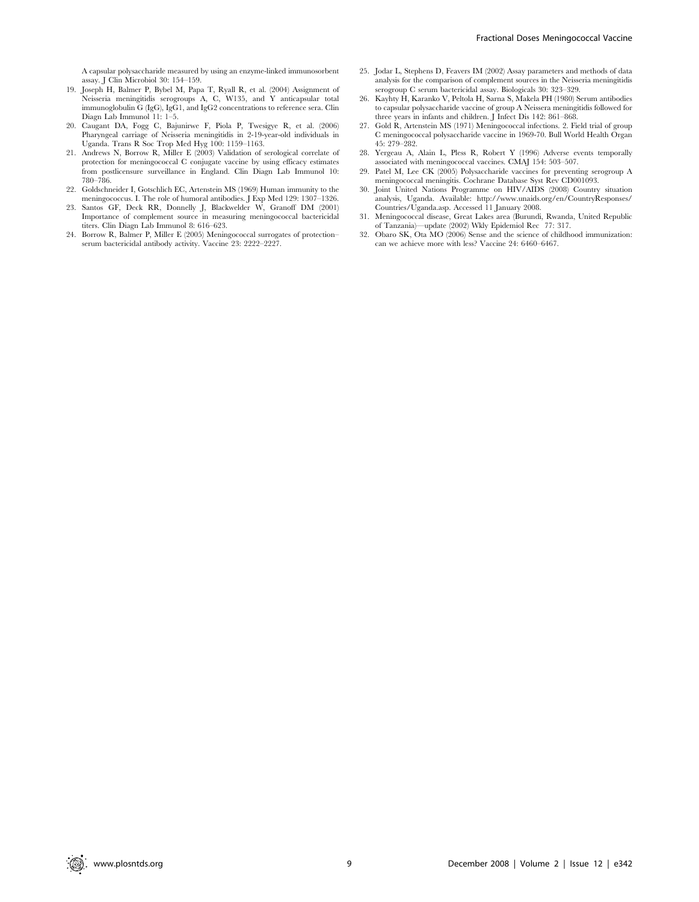A capsular polysaccharide measured by using an enzyme-linked immunosorbent assay. J Clin Microbiol 30: 154–159.

19. Joseph H, Balmer P, Bybel M, Papa T, Ryall R, et al. (2004) Assignment of Neisseria meningitidis serogroups A, C, W135, and Y anticapsular total immunoglobulin G (IgG), IgG1, and IgG2 concentrations to reference sera. Clin Diagn Lab Immunol 11: 1–5.
20. Caugant DA, Fogg C, Bajunirwe F, Piola P, Twesigye R, et al. (2006) Pharyngeal carriage of Neisseria meningitidis in 2-19-year-old individuals in Uganda. Trans R Soc Trop Med Hyg 100: 1159–1163.
21. Andrews N, Borrow R, Miller E (2003) Validation of serological correlate of protection for meningococcal C conjugate vaccine by using efficacy estimates from postlicensure surveillance in England. Clin Diagn Lab Immunol 10: 780–786.
22. Goldschneider I, Gotschlich EC, Artenstein MS (1969) Human immunity to the meningococcus. I. The role of humoral antibodies. J Exp Med 129: 1307–1326.
23. Santos GF, Deck RR, Donnelly J, Blackwelder W, Granoff DM (2001) Importance of complement source in measuring meningococcal bactericidal titers. Clin Diagn Lab Immunol 8: 616–623.
24. Borrow R, Balmer P, Miller E (2005) Meningococcal surrogates of protection–serum bactericidal antibody activity. Vaccine 23: 2222–2227.
25. Jodar L, Stephens D, Feavers IM (2002) Assay parameters and methods of data analysis for the comparison of complement sources in the Neisseria meningitidis serogroup C serum bactericidal assay. Biologicals 30: 323–329.
26. Kayhty H, Karanko V, Peltola H, Sarna S, Makela PH (1980) Serum antibodies to capsular polysaccharide vaccine of group A Neissera meningitidis followed for three years in infants and children. J Infect Dis 142: 861–868.
27. Gold R, Artenstein MS (1971) Meningococcal infections. 2. Field trial of group C meningococcal polysaccharide vaccine in 1969-70. Bull World Health Organ 45: 279–282.
28. Yergeau A, Alain L, Pless R, Robert Y (1996) Adverse events temporally associated with meningococcal vaccines. CMAJ 154: 503–507.
29. Patel M, Lee CK (2005) Polysaccharide vaccines for preventing serogroup A meningococcal meningitis. Cochrane Database Syst Rev CD001093.
30. Joint United Nations Programme on HIV/AIDS (2008) Country situation analysis, Uganda. Available: http://www.unaids.org/en/CountryResponses/Countries/Uganda.asp. Accessed 11 January 2008.
31. Meningococcal disease, Great Lakes area (Burundi, Rwanda, United Republic of Tanzania)—update (2002) Wkly Epidemiol Rec 77: 317.
32. Obaro SK, Ota MO (2006) Sense and the science of childhood immunization: can we achieve more with less? Vaccine 24: 6460–6467.